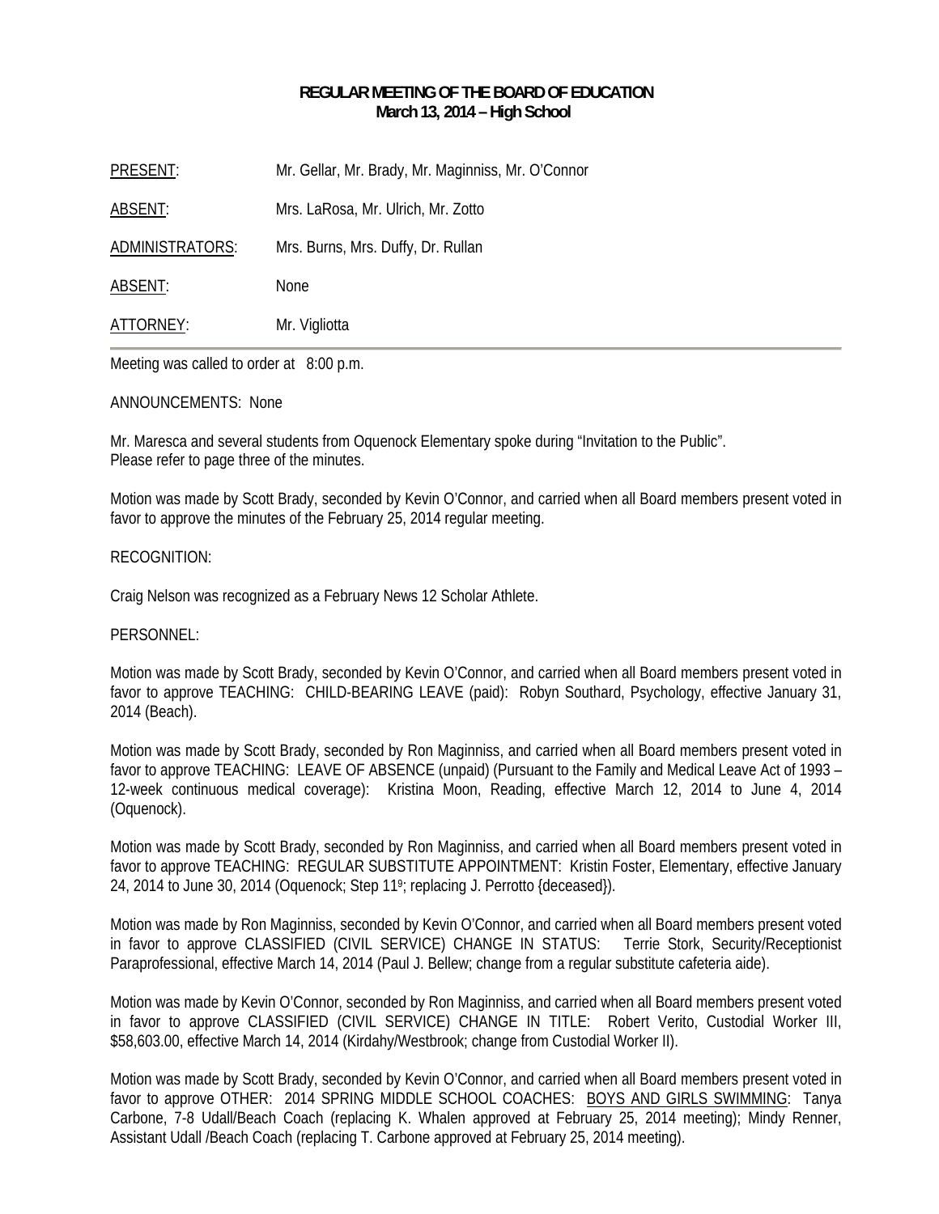# REGULAR MEETING OF THE BOARD OF EDUCATION
## March 13, 2014 – High School

| | |
|---|---|
| PRESENT: | Mr. Gellar, Mr. Brady, Mr. Maginniss, Mr. O'Connor |
| ABSENT: | Mrs. LaRosa, Mr. Ulrich, Mr. Zotto |
| ADMINISTRATORS: | Mrs. Burns, Mrs. Duffy, Dr. Rullan |
| ABSENT: | None |
| ATTORNEY: | Mr. Vigliotta |

Meeting was called to order at 8:00 p.m.

ANNOUNCEMENTS: None

Mr. Maresca and several students from Oquenock Elementary spoke during "Invitation to the Public". Please refer to page three of the minutes.

Motion was made by Scott Brady, seconded by Kevin O'Connor, and carried when all Board members present voted in favor to approve the minutes of the February 25, 2014 regular meeting.

RECOGNITION:

Craig Nelson was recognized as a February News 12 Scholar Athlete.

PERSONNEL:

Motion was made by Scott Brady, seconded by Kevin O'Connor, and carried when all Board members present voted in favor to approve TEACHING: CHILD-BEARING LEAVE (paid): Robyn Southard, Psychology, effective January 31, 2014 (Beach).

Motion was made by Scott Brady, seconded by Ron Maginniss, and carried when all Board members present voted in favor to approve TEACHING: LEAVE OF ABSENCE (unpaid) (Pursuant to the Family and Medical Leave Act of 1993 – 12-week continuous medical coverage): Kristina Moon, Reading, effective March 12, 2014 to June 4, 2014 (Oquenock).

Motion was made by Scott Brady, seconded by Ron Maginniss, and carried when all Board members present voted in favor to approve TEACHING: REGULAR SUBSTITUTE APPOINTMENT: Kristin Foster, Elementary, effective January 24, 2014 to June 30, 2014 (Oquenock; Step 11[9]; replacing J. Perrotto {deceased}).

Motion was made by Ron Maginniss, seconded by Kevin O'Connor, and carried when all Board members present voted in favor to approve CLASSIFIED (CIVIL SERVICE) CHANGE IN STATUS: Terrie Stork, Security/Receptionist Paraprofessional, effective March 14, 2014 (Paul J. Bellew; change from a regular substitute cafeteria aide).

Motion was made by Kevin O'Connor, seconded by Ron Maginniss, and carried when all Board members present voted in favor to approve CLASSIFIED (CIVIL SERVICE) CHANGE IN TITLE: Robert Verito, Custodial Worker III, $58,603.00, effective March 14, 2014 (Kirdahy/Westbrook; change from Custodial Worker II).

Motion was made by Scott Brady, seconded by Kevin O'Connor, and carried when all Board members present voted in favor to approve OTHER: 2014 SPRING MIDDLE SCHOOL COACHES: BOYS AND GIRLS SWIMMING: Tanya Carbone, 7-8 Udall/Beach Coach (replacing K. Whalen approved at February 25, 2014 meeting); Mindy Renner, Assistant Udall /Beach Coach (replacing T. Carbone approved at February 25, 2014 meeting).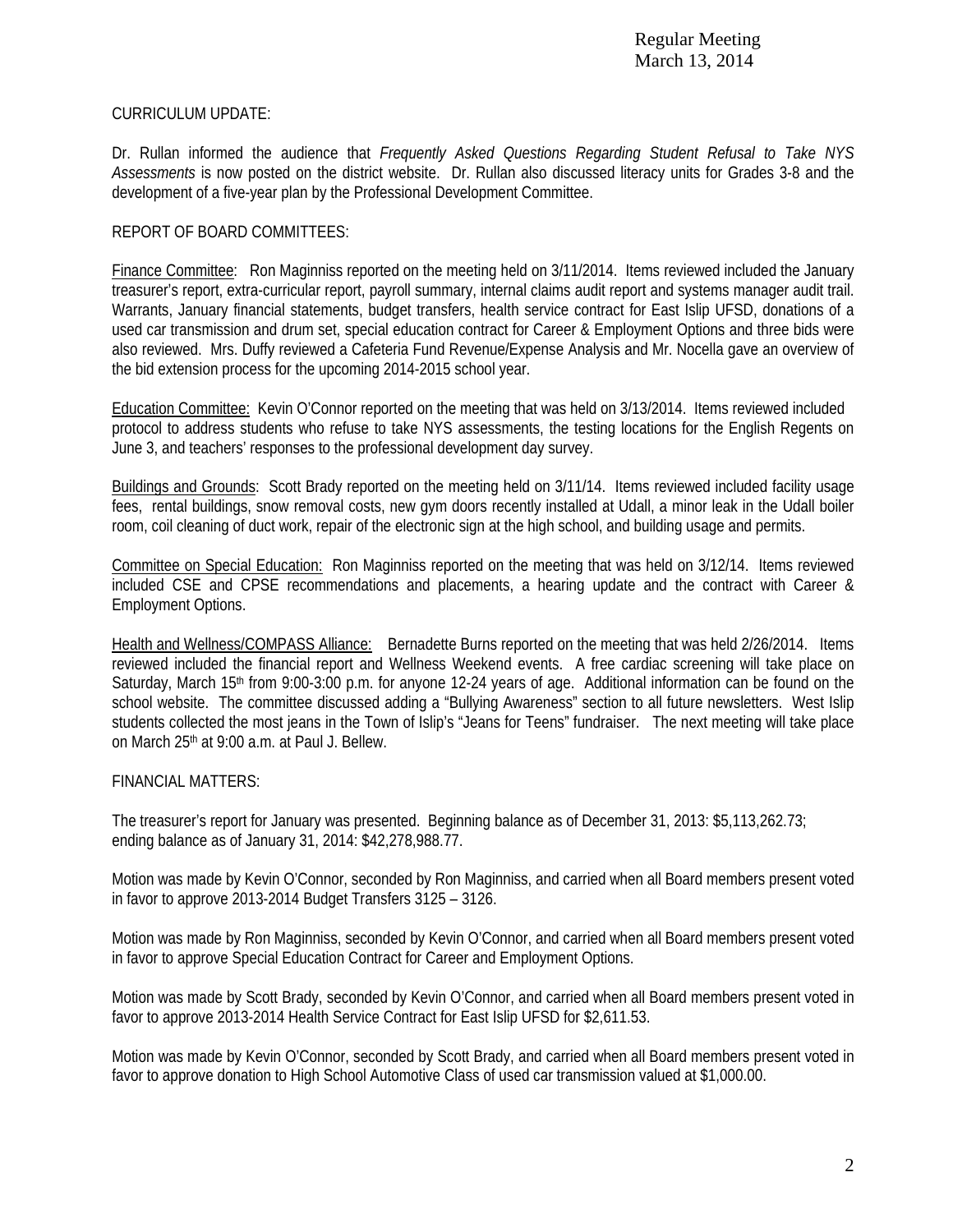CURRICULUM UPDATE:

Dr. Rullan informed the audience that *Frequently Asked Questions Regarding Student Refusal to Take NYS Assessments* is now posted on the district website. Dr. Rullan also discussed literacy units for Grades 3-8 and the development of a five-year plan by the Professional Development Committee.

REPORT OF BOARD COMMITTEES:

<u>Finance Committee</u>: Ron Maginniss reported on the meeting held on 3/11/2014. Items reviewed included the January treasurer's report, extra-curricular report, payroll summary, internal claims audit report and systems manager audit trail. Warrants, January financial statements, budget transfers, health service contract for East Islip UFSD, donations of a used car transmission and drum set, special education contract for Career & Employment Options and three bids were also reviewed. Mrs. Duffy reviewed a Cafeteria Fund Revenue/Expense Analysis and Mr. Nocella gave an overview of the bid extension process for the upcoming 2014-2015 school year.

<u>Education Committee:</u> Kevin O'Connor reported on the meeting that was held on 3/13/2014. Items reviewed included protocol to address students who refuse to take NYS assessments, the testing locations for the English Regents on June 3, and teachers' responses to the professional development day survey.

<u>Buildings and Grounds</u>: Scott Brady reported on the meeting held on 3/11/14. Items reviewed included facility usage fees, rental buildings, snow removal costs, new gym doors recently installed at Udall, a minor leak in the Udall boiler room, coil cleaning of duct work, repair of the electronic sign at the high school, and building usage and permits.

<u>Committee on Special Education:</u> Ron Maginniss reported on the meeting that was held on 3/12/14. Items reviewed included CSE and CPSE recommendations and placements, a hearing update and the contract with Career & Employment Options.

<u>Health and Wellness/COMPASS Alliance:</u> Bernadette Burns reported on the meeting that was held 2/26/2014. Items reviewed included the financial report and Wellness Weekend events. A free cardiac screening will take place on Saturday, March 15th from 9:00-3:00 p.m. for anyone 12-24 years of age. Additional information can be found on the school website. The committee discussed adding a "Bullying Awareness" section to all future newsletters. West Islip students collected the most jeans in the Town of Islip's "Jeans for Teens" fundraiser. The next meeting will take place on March 25th at 9:00 a.m. at Paul J. Bellew.

FINANCIAL MATTERS:

The treasurer's report for January was presented. Beginning balance as of December 31, 2013: $5,113,262.73; ending balance as of January 31, 2014: $42,278,988.77.

Motion was made by Kevin O'Connor, seconded by Ron Maginniss, and carried when all Board members present voted in favor to approve 2013-2014 Budget Transfers 3125 – 3126.

Motion was made by Ron Maginniss, seconded by Kevin O'Connor, and carried when all Board members present voted in favor to approve Special Education Contract for Career and Employment Options.

Motion was made by Scott Brady, seconded by Kevin O'Connor, and carried when all Board members present voted in favor to approve 2013-2014 Health Service Contract for East Islip UFSD for $2,611.53.

Motion was made by Kevin O'Connor, seconded by Scott Brady, and carried when all Board members present voted in favor to approve donation to High School Automotive Class of used car transmission valued at $1,000.00.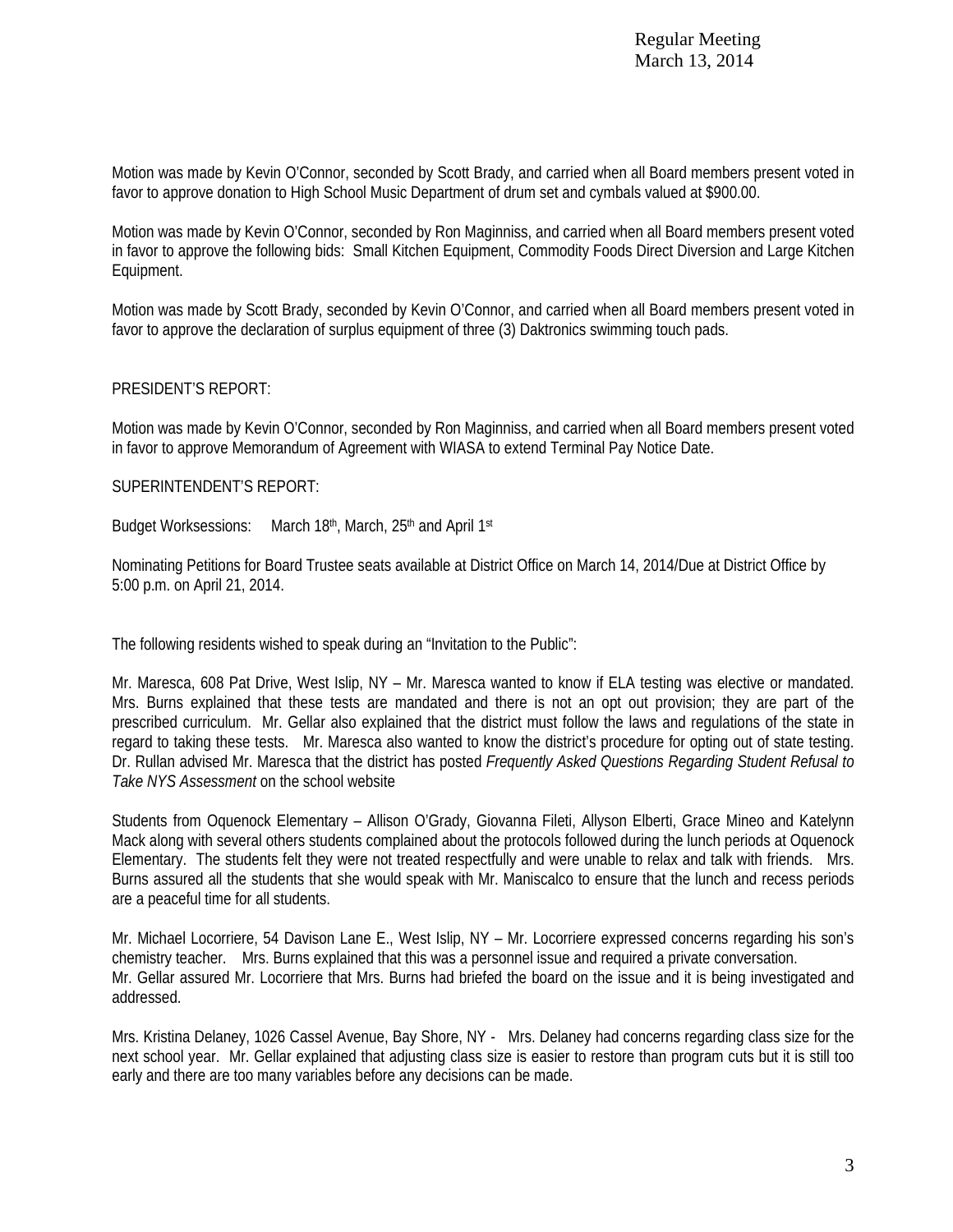Motion was made by Kevin O'Connor, seconded by Scott Brady, and carried when all Board members present voted in favor to approve donation to High School Music Department of drum set and cymbals valued at $900.00.

Motion was made by Kevin O'Connor, seconded by Ron Maginniss, and carried when all Board members present voted in favor to approve the following bids: Small Kitchen Equipment, Commodity Foods Direct Diversion and Large Kitchen Equipment.

Motion was made by Scott Brady, seconded by Kevin O'Connor, and carried when all Board members present voted in favor to approve the declaration of surplus equipment of three (3) Daktronics swimming touch pads.

PRESIDENT'S REPORT:

Motion was made by Kevin O'Connor, seconded by Ron Maginniss, and carried when all Board members present voted in favor to approve Memorandum of Agreement with WIASA to extend Terminal Pay Notice Date.

SUPERINTENDENT'S REPORT:

Budget Worksessions: March 18th, March, 25th and April 1st

Nominating Petitions for Board Trustee seats available at District Office on March 14, 2014/Due at District Office by 5:00 p.m. on April 21, 2014.

The following residents wished to speak during an "Invitation to the Public":

Mr. Maresca, 608 Pat Drive, West Islip, NY – Mr. Maresca wanted to know if ELA testing was elective or mandated. Mrs. Burns explained that these tests are mandated and there is not an opt out provision; they are part of the prescribed curriculum. Mr. Gellar also explained that the district must follow the laws and regulations of the state in regard to taking these tests. Mr. Maresca also wanted to know the district's procedure for opting out of state testing. Dr. Rullan advised Mr. Maresca that the district has posted *Frequently Asked Questions Regarding Student Refusal to Take NYS Assessment* on the school website

Students from Oquenock Elementary – Allison O'Grady, Giovanna Fileti, Allyson Elberti, Grace Mineo and Katelynn Mack along with several others students complained about the protocols followed during the lunch periods at Oquenock Elementary. The students felt they were not treated respectfully and were unable to relax and talk with friends. Mrs. Burns assured all the students that she would speak with Mr. Maniscalco to ensure that the lunch and recess periods are a peaceful time for all students.

Mr. Michael Locorriere, 54 Davison Lane E., West Islip, NY – Mr. Locorriere expressed concerns regarding his son's chemistry teacher. Mrs. Burns explained that this was a personnel issue and required a private conversation. Mr. Gellar assured Mr. Locorriere that Mrs. Burns had briefed the board on the issue and it is being investigated and addressed.

Mrs. Kristina Delaney, 1026 Cassel Avenue, Bay Shore, NY - Mrs. Delaney had concerns regarding class size for the next school year. Mr. Gellar explained that adjusting class size is easier to restore than program cuts but it is still too early and there are too many variables before any decisions can be made.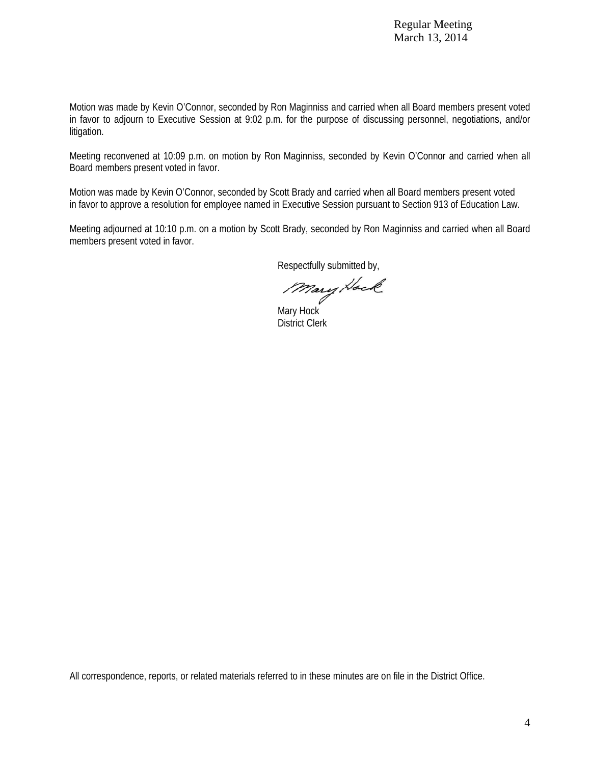Motion was made by Kevin O'Connor, seconded by Ron Maginniss and carried when all Board members present voted in favor to adjourn to Executive Session at 9:02 p.m. for the purpose of discussing personnel, negotiations, and/or litigation.

Meeting reconvened at 10:09 p.m. on motion by Ron Maginniss, seconded by Kevin O'Connor and carried when all Board members present voted in favor.

Motion was made by Kevin O'Connor, seconded by Scott Brady and carried when all Board members present voted in favor to approve a resolution for employee named in Executive Session pursuant to Section 913 of Education Law.

Meeting adjourned at 10:10 p.m. on a motion by Scott Brady, seconded by Ron Maginniss and carried when all Board members present voted in favor.

Respectfully submitted by,

Mary Hock
District Clerk

All correspondence, reports, or related materials referred to in these minutes are on file in the District Office.